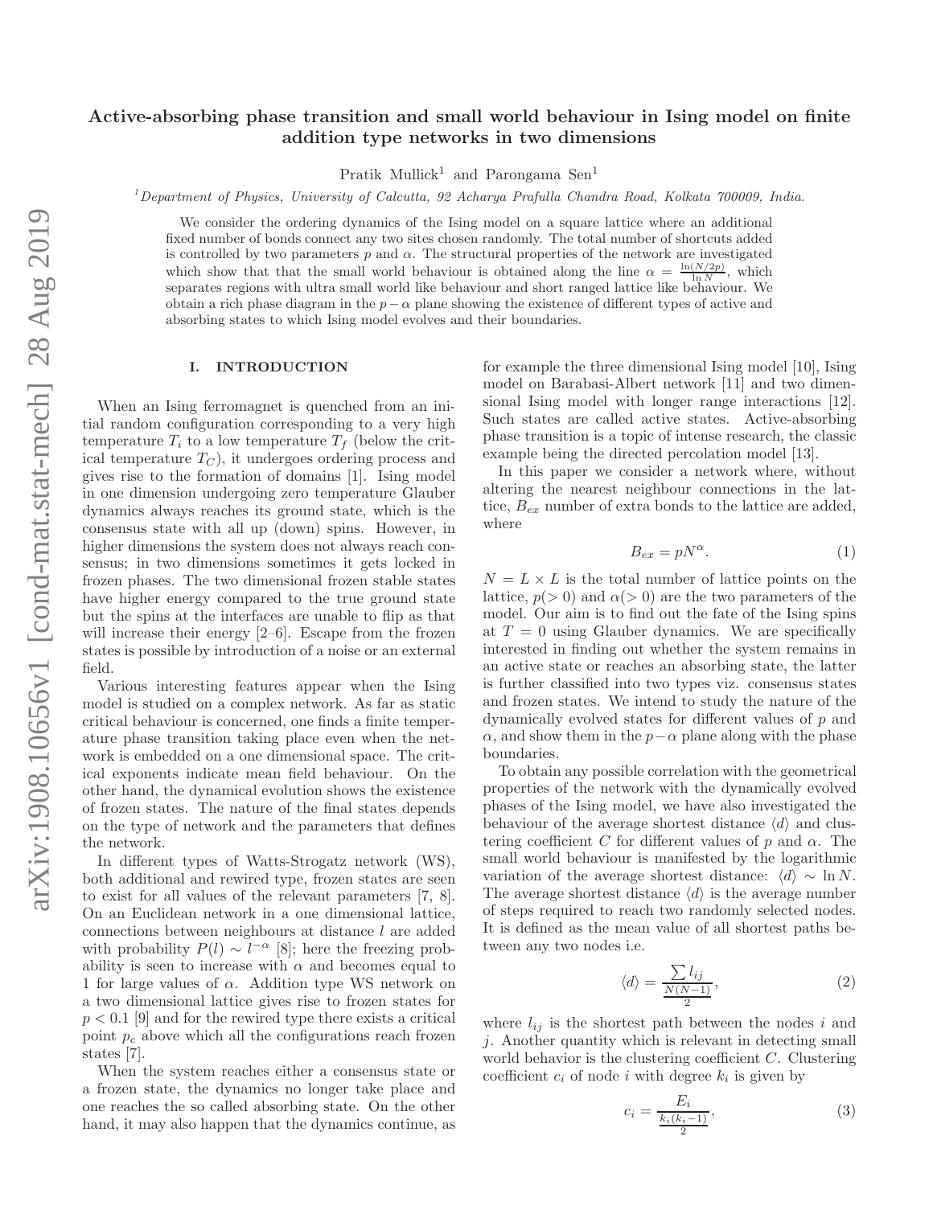# Active-absorbing phase transition and small world behaviour in Ising model on finite addition type networks in two dimensions

Pratik Mullick[1] and Parongama Sen[1]

[1]Department of Physics, University of Calcutta, 92 Acharya Prafulla Chandra Road, Kolkata 700009, India.

We consider the ordering dynamics of the Ising model on a square lattice where an additional fixed number of bonds connect any two sites chosen randomly. The total number of shortcuts added is controlled by two parameters $p$ and $\alpha$. The structural properties of the network are investigated which show that that the small world behaviour is obtained along the line $\alpha = \frac{\ln(N/2p)}{\ln N}$, which separates regions with ultra small world like behaviour and short ranged lattice like behaviour. We obtain a rich phase diagram in the $p-\alpha$ plane showing the existence of different types of active and absorbing states to which Ising model evolves and their boundaries.

## I. INTRODUCTION

When an Ising ferromagnet is quenched from an initial random configuration corresponding to a very high temperature $T_i$ to a low temperature $T_f$ (below the critical temperature $T_C$), it undergoes ordering process and gives rise to the formation of domains [1]. Ising model in one dimension undergoing zero temperature Glauber dynamics always reaches its ground state, which is the consensus state with all up (down) spins. However, in higher dimensions the system does not always reach consensus; in two dimensions sometimes it gets locked in frozen phases. The two dimensional frozen stable states have higher energy compared to the true ground state but the spins at the interfaces are unable to flip as that will increase their energy [2–6]. Escape from the frozen states is possible by introduction of a noise or an external field.

Various interesting features appear when the Ising model is studied on a complex network. As far as static critical behaviour is concerned, one finds a finite temperature phase transition taking place even when the network is embedded on a one dimensional space. The critical exponents indicate mean field behaviour. On the other hand, the dynamical evolution shows the existence of frozen states. The nature of the final states depends on the type of network and the parameters that defines the network.

In different types of Watts-Strogatz network (WS), both additional and rewired type, frozen states are seen to exist for all values of the relevant parameters [7, 8]. On an Euclidean network in a one dimensional lattice, connections between neighbours at distance $l$ are added with probability $P(l) \sim l^{-\alpha}$ [8]; here the freezing probability is seen to increase with $\alpha$ and becomes equal to 1 for large values of $\alpha$. Addition type WS network on a two dimensional lattice gives rise to frozen states for $p < 0.1$ [9] and for the rewired type there exists a critical point $p_c$ above which all the configurations reach frozen states [7].

When the system reaches either a consensus state or a frozen state, the dynamics no longer take place and one reaches the so called absorbing state. On the other hand, it may also happen that the dynamics continue, as for example the three dimensional Ising model [10], Ising model on Barabasi-Albert network [11] and two dimensional Ising model with longer range interactions [12]. Such states are called active states. Active-absorbing phase transition is a topic of intense research, the classic example being the directed percolation model [13].

In this paper we consider a network where, without altering the nearest neighbour connections in the lattice, $B_{ex}$ number of extra bonds to the lattice are added, where

$$B_{ex} = pN^{\alpha}. \tag{1}$$

$N = L \times L$ is the total number of lattice points on the lattice, $p(> 0)$ and $\alpha(> 0)$ are the two parameters of the model. Our aim is to find out the fate of the Ising spins at $T = 0$ using Glauber dynamics. We are specifically interested in finding out whether the system remains in an active state or reaches an absorbing state, the latter is further classified into two types viz. consensus states and frozen states. We intend to study the nature of the dynamically evolved states for different values of $p$ and $\alpha$, and show them in the $p-\alpha$ plane along with the phase boundaries.

To obtain any possible correlation with the geometrical properties of the network with the dynamically evolved phases of the Ising model, we have also investigated the behaviour of the average shortest distance $\langle d\rangle$ and clustering coefficient $C$ for different values of $p$ and $\alpha$. The small world behaviour is manifested by the logarithmic variation of the average shortest distance: $\langle d\rangle \sim \ln N$. The average shortest distance $\langle d\rangle$ is the average number of steps required to reach two randomly selected nodes. It is defined as the mean value of all shortest paths between any two nodes i.e.

$$\langle d\rangle = \frac{\sum l_{ij}}{\frac{N(N-1)}{2}}, \tag{2}$$

where $l_{ij}$ is the shortest path between the nodes $i$ and $j$. Another quantity which is relevant in detecting small world behavior is the clustering coefficient $C$. Clustering coefficient $c_i$ of node $i$ with degree $k_i$ is given by

$$c_i = \frac{E_i}{\frac{k_i(k_i-1)}{2}}, \tag{3}$$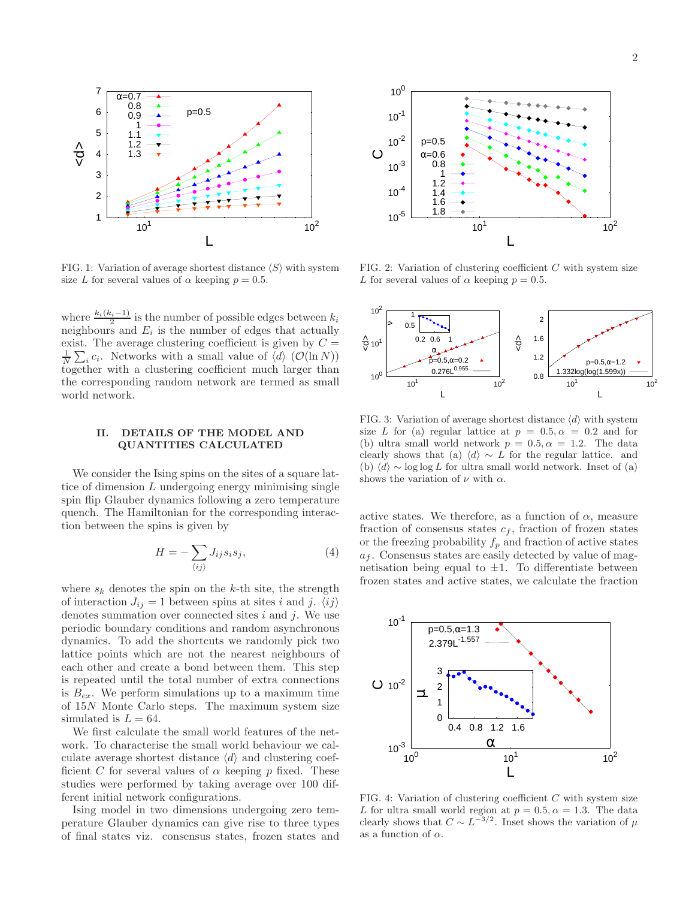FIG. 1: Variation of average shortest distance $\langle S \rangle$ with system size $L$ for several values of $\alpha$ keeping $p = 0.5$.

FIG. 2: Variation of clustering coefficient $C$ with system size $L$ for several values of $\alpha$ keeping $p = 0.5$.

where $\frac{k_i(k_i-1)}{2}$ is the number of possible edges between $k_i$ neighbours and $E_i$ is the number of edges that actually exist. The average clustering coefficient is given by $C = \frac{1}{N}\sum_i c_i$. Networks with a small value of $\langle d \rangle$ ($\mathcal{O}(\ln N)$) together with a clustering coefficient much larger than the corresponding random network are termed as small world network.

## II. DETAILS OF THE MODEL AND QUANTITIES CALCULATED

We consider the Ising spins on the sites of a square lattice of dimension $L$ undergoing energy minimising single spin flip Glauber dynamics following a zero temperature quench. The Hamiltonian for the corresponding interaction between the spins is given by

$$H = -\sum_{\langle ij \rangle} J_{ij} s_i s_j, \tag{4}$$

where $s_k$ denotes the spin on the $k$-th site, the strength of interaction $J_{ij} = 1$ between spins at sites $i$ and $j$. $\langle ij \rangle$ denotes summation over connected sites $i$ and $j$. We use periodic boundary conditions and random asynchronous dynamics. To add the shortcuts we randomly pick two lattice points which are not the nearest neighbours of each other and create a bond between them. This step is repeated until the total number of extra connections is $B_{ex}$. We perform simulations up to a maximum time of $15N$ Monte Carlo steps. The maximum system size simulated is $L = 64$.

We first calculate the small world features of the network. To characterise the small world behaviour we calculate average shortest distance $\langle d \rangle$ and clustering coefficient $C$ for several values of $\alpha$ keeping $p$ fixed. These studies were performed by taking average over 100 different initial network configurations.

Ising model in two dimensions undergoing zero temperature Glauber dynamics can give rise to three types of final states viz. consensus states, frozen states and active states. We therefore, as a function of $\alpha$, measure fraction of consensus states $c_f$, fraction of frozen states or the freezing probability $f_p$ and fraction of active states $a_f$. Consensus states are easily detected by value of magnetisation being equal to $\pm 1$. To differentiate between frozen states and active states, we calculate the fraction

FIG. 3: Variation of average shortest distance $\langle d \rangle$ with system size $L$ for (a) regular lattice at $p = 0.5, \alpha = 0.2$ and for (b) ultra small world network $p = 0.5, \alpha = 1.2$. The data clearly shows that (a) $\langle d \rangle \sim L$ for the regular lattice. and (b) $\langle d \rangle \sim \log\log L$ for ultra small world network. Inset of (a) shows the variation of $\nu$ with $\alpha$.

FIG. 4: Variation of clustering coefficient $C$ with system size $L$ for ultra small world region at $p = 0.5, \alpha = 1.3$. The data clearly shows that $C \sim L^{-3/2}$. Inset shows the variation of $\mu$ as a function of $\alpha$.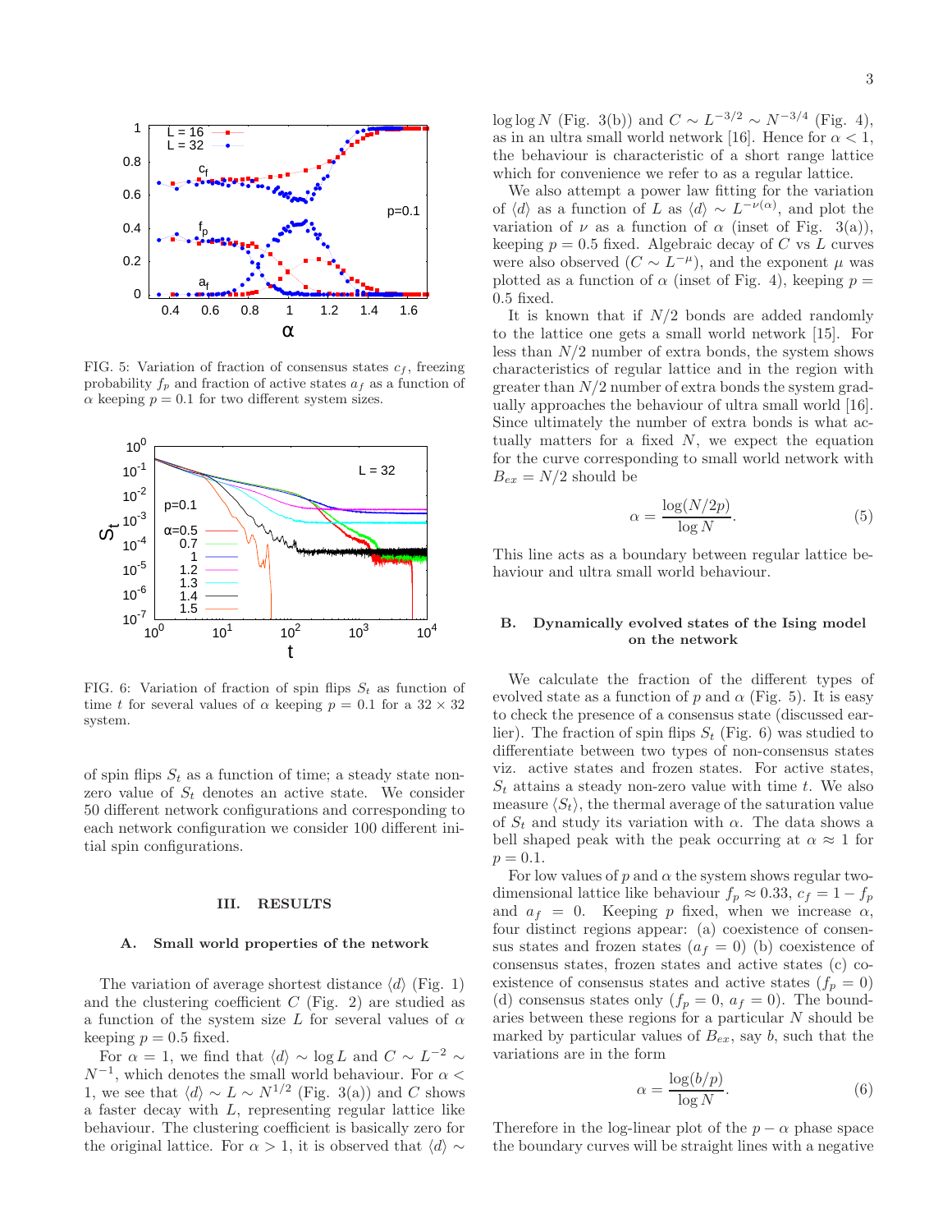FIG. 5: Variation of fraction of consensus states $c_f$, freezing probability $f_p$ and fraction of active states $a_f$ as a function of $\alpha$ keeping $p = 0.1$ for two different system sizes.

FIG. 6: Variation of fraction of spin flips $S_t$ as function of time $t$ for several values of $\alpha$ keeping $p = 0.1$ for a $32 \times 32$ system.

of spin flips $S_t$ as a function of time; a steady state non-zero value of $S_t$ denotes an active state. We consider 50 different network configurations and corresponding to each network configuration we consider 100 different initial spin configurations.

## III. RESULTS

### A. Small world properties of the network

The variation of average shortest distance $\langle d \rangle$ (Fig. 1) and the clustering coefficient $C$ (Fig. 2) are studied as a function of the system size $L$ for several values of $\alpha$ keeping $p = 0.5$ fixed.

For $\alpha = 1$, we find that $\langle d \rangle \sim \log L$ and $C \sim L^{-2} \sim N^{-1}$, which denotes the small world behaviour. For $\alpha < 1$, we see that $\langle d \rangle \sim L \sim N^{1/2}$ (Fig. 3(a)) and $C$ shows a faster decay with $L$, representing regular lattice like behaviour. The clustering coefficient is basically zero for the original lattice. For $\alpha > 1$, it is observed that $\langle d \rangle \sim \log \log N$ (Fig. 3(b)) and $C \sim L^{-3/2} \sim N^{-3/4}$ (Fig. 4), as in an ultra small world network [16]. Hence for $\alpha < 1$, the behaviour is characteristic of a short range lattice which for convenience we refer to as a regular lattice.

We also attempt a power law fitting for the variation of $\langle d \rangle$ as a function of $L$ as $\langle d \rangle \sim L^{-\nu(\alpha)}$, and plot the variation of $\nu$ as a function of $\alpha$ (inset of Fig. 3(a)), keeping $p = 0.5$ fixed. Algebraic decay of $C$ vs $L$ curves were also observed ($C \sim L^{-\mu}$), and the exponent $\mu$ was plotted as a function of $\alpha$ (inset of Fig. 4), keeping $p = 0.5$ fixed.

It is known that if $N/2$ bonds are added randomly to the lattice one gets a small world network [15]. For less than $N/2$ number of extra bonds, the system shows characteristics of regular lattice and in the region with greater than $N/2$ number of extra bonds the system gradually approaches the behaviour of ultra small world [16]. Since ultimately the number of extra bonds is what actually matters for a fixed $N$, we expect the equation for the curve corresponding to small world network with $B_{ex} = N/2$ should be

$$\alpha = \frac{\log(N/2p)}{\log N}. \tag{5}$$

This line acts as a boundary between regular lattice behaviour and ultra small world behaviour.

### B. Dynamically evolved states of the Ising model on the network

We calculate the fraction of the different types of evolved state as a function of $p$ and $\alpha$ (Fig. 5). It is easy to check the presence of a consensus state (discussed earlier). The fraction of spin flips $S_t$ (Fig. 6) was studied to differentiate between two types of non-consensus states viz. active states and frozen states. For active states, $S_t$ attains a steady non-zero value with time $t$. We also measure $\langle S_t \rangle$, the thermal average of the saturation value of $S_t$ and study its variation with $\alpha$. The data shows a bell shaped peak with the peak occurring at $\alpha \approx 1$ for $p = 0.1$.

For low values of $p$ and $\alpha$ the system shows regular two-dimensional lattice like behaviour $f_p \approx 0.33$, $c_f = 1 - f_p$ and $a_f = 0$. Keeping $p$ fixed, when we increase $\alpha$, four distinct regions appear: (a) coexistence of consensus states and frozen states ($a_f = 0$) (b) coexistence of consensus states, frozen states and active states (c) coexistence of consensus states and active states ($f_p = 0$) (d) consensus states only ($f_p = 0$, $a_f = 0$). The boundaries between these regions for a particular $N$ should be marked by particular values of $B_{ex}$, say $b$, such that the variations are in the form

$$\alpha = \frac{\log(b/p)}{\log N}. \tag{6}$$

Therefore in the log-linear plot of the $p - \alpha$ phase space the boundary curves will be straight lines with a negative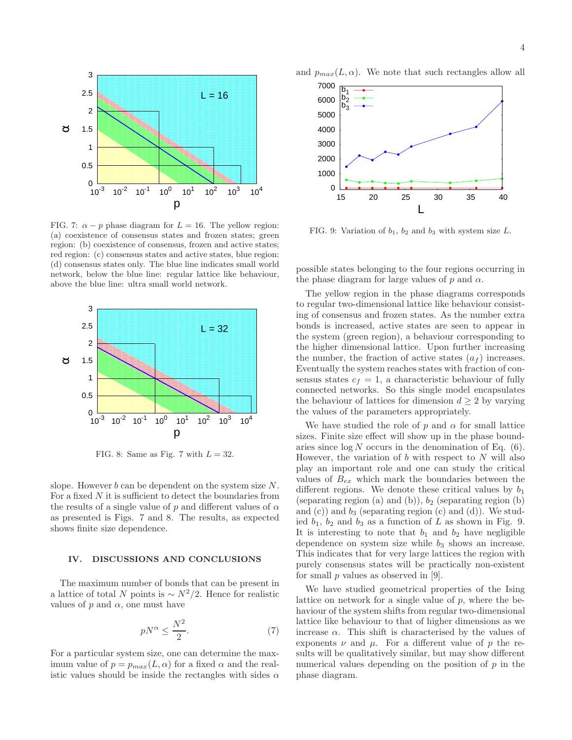FIG. 7: $\alpha - p$ phase diagram for $L = 16$. The yellow region: (a) coexistence of consensus states and frozen states; green region: (b) coexistence of consensus, frozen and active states; red region: (c) consensus states and active states, blue region: (d) consensus states only. The blue line indicates small world network, below the blue line: regular lattice like behaviour, above the blue line: ultra small world network.

FIG. 8: Same as Fig. 7 with $L = 32$.

slope. However $b$ can be dependent on the system size $N$. For a fixed $N$ it is sufficient to detect the boundaries from the results of a single value of $p$ and different values of $\alpha$ as presented is Figs. 7 and 8. The results, as expected shows finite size dependence.

## IV. DISCUSSIONS AND CONCLUSIONS

The maximum number of bonds that can be present in a lattice of total $N$ points is $\sim N^2/2$. Hence for realistic values of $p$ and $\alpha$, one must have

$$pN^{\alpha} \leq \frac{N^2}{2}. \tag{7}$$

For a particular system size, one can determine the maximum value of $p = p_{max}(L, \alpha)$ for a fixed $\alpha$ and the realistic values should be inside the rectangles with sides $\alpha$ and $p_{max}(L, \alpha)$. We note that such rectangles allow all possible states belonging to the four regions occurring in the phase diagram for large values of $p$ and $\alpha$.

FIG. 9: Variation of $b_1$, $b_2$ and $b_3$ with system size $L$.

The yellow region in the phase diagrams corresponds to regular two-dimensional lattice like behaviour consisting of consensus and frozen states. As the number extra bonds is increased, active states are seen to appear in the system (green region), a behaviour corresponding to the higher dimensional lattice. Upon further increasing the number, the fraction of active states ($a_f$) increases. Eventually the system reaches states with fraction of consensus states $c_f = 1$, a characteristic behaviour of fully connected networks. So this single model encapsulates the behaviour of lattices for dimension $d \geq 2$ by varying the values of the parameters appropriately.

We have studied the role of $p$ and $\alpha$ for small lattice sizes. Finite size effect will show up in the phase boundaries since $\log N$ occurs in the denomination of Eq. (6). However, the variation of $b$ with respect to $N$ will also play an important role and one can study the critical values of $B_{ex}$ which mark the boundaries between the different regions. We denote these critical values by $b_1$ (separating region (a) and (b)), $b_2$ (separating region (b) and (c)) and $b_3$ (separating region (c) and (d)). We studied $b_1$, $b_2$ and $b_3$ as a function of $L$ as shown in Fig. 9. It is interesting to note that $b_1$ and $b_2$ have negligible dependence on system size while $b_3$ shows an increase. This indicates that for very large lattices the region with purely consensus states will be practically non-existent for small $p$ values as observed in [9].

We have studied geometrical properties of the Ising lattice on network for a single value of $p$, where the behaviour of the system shifts from regular two-dimensional lattice like behaviour to that of higher dimensions as we increase $\alpha$. This shift is characterised by the values of exponents $\nu$ and $\mu$. For a different value of $p$ the results will be qualitatively similar, but may show different numerical values depending on the position of $p$ in the phase diagram.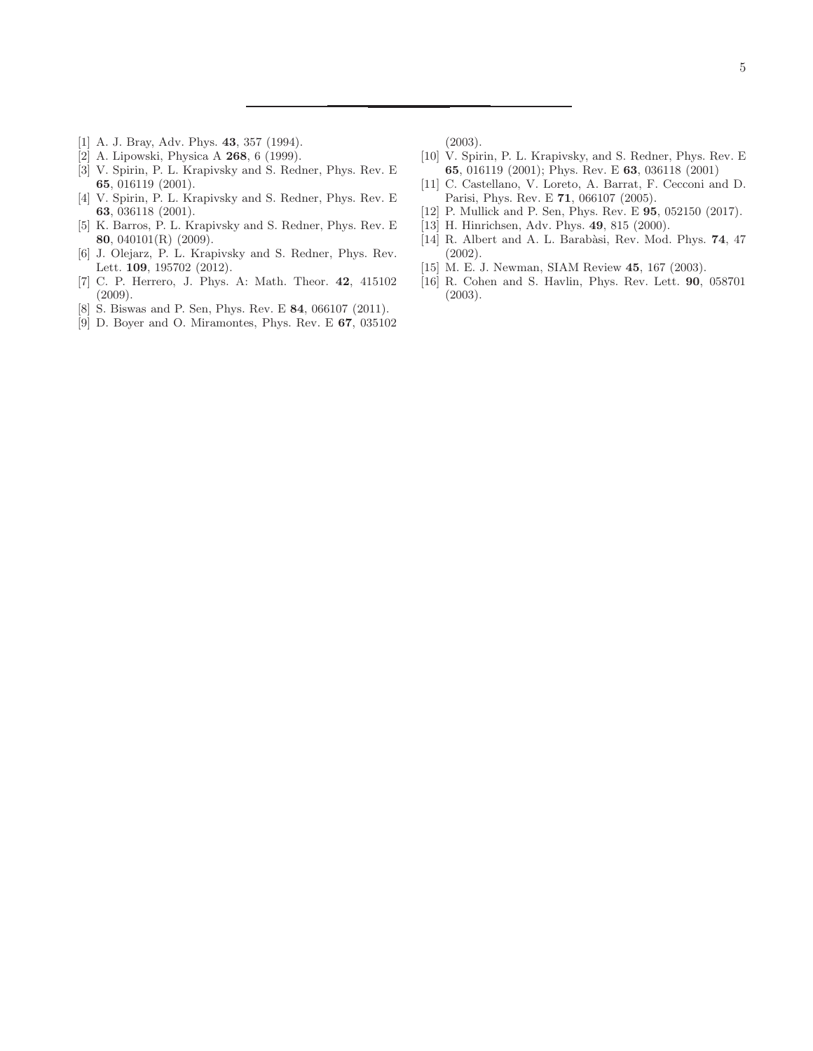[1] A. J. Bray, Adv. Phys. **43**, 357 (1994).

[2] A. Lipowski, Physica A **268**, 6 (1999).

[3] V. Spirin, P. L. Krapivsky and S. Redner, Phys. Rev. E **65**, 016119 (2001).

[4] V. Spirin, P. L. Krapivsky and S. Redner, Phys. Rev. E **63**, 036118 (2001).

[5] K. Barros, P. L. Krapivsky and S. Redner, Phys. Rev. E **80**, 040101(R) (2009).

[6] J. Olejarz, P. L. Krapivsky and S. Redner, Phys. Rev. Lett. **109**, 195702 (2012).

[7] C. P. Herrero, J. Phys. A: Math. Theor. **42**, 415102 (2009).

[8] S. Biswas and P. Sen, Phys. Rev. E **84**, 066107 (2011).

[9] D. Boyer and O. Miramontes, Phys. Rev. E **67**, 035102 (2003).

[10] V. Spirin, P. L. Krapivsky, and S. Redner, Phys. Rev. E **65**, 016119 (2001); Phys. Rev. E **63**, 036118 (2001)

[11] C. Castellano, V. Loreto, A. Barrat, F. Cecconi and D. Parisi, Phys. Rev. E **71**, 066107 (2005).

[12] P. Mullick and P. Sen, Phys. Rev. E **95**, 052150 (2017).

[13] H. Hinrichsen, Adv. Phys. **49**, 815 (2000).

[14] R. Albert and A. L. Barabàsi, Rev. Mod. Phys. **74**, 47 (2002).

[15] M. E. J. Newman, SIAM Review **45**, 167 (2003).

[16] R. Cohen and S. Havlin, Phys. Rev. Lett. **90**, 058701 (2003).